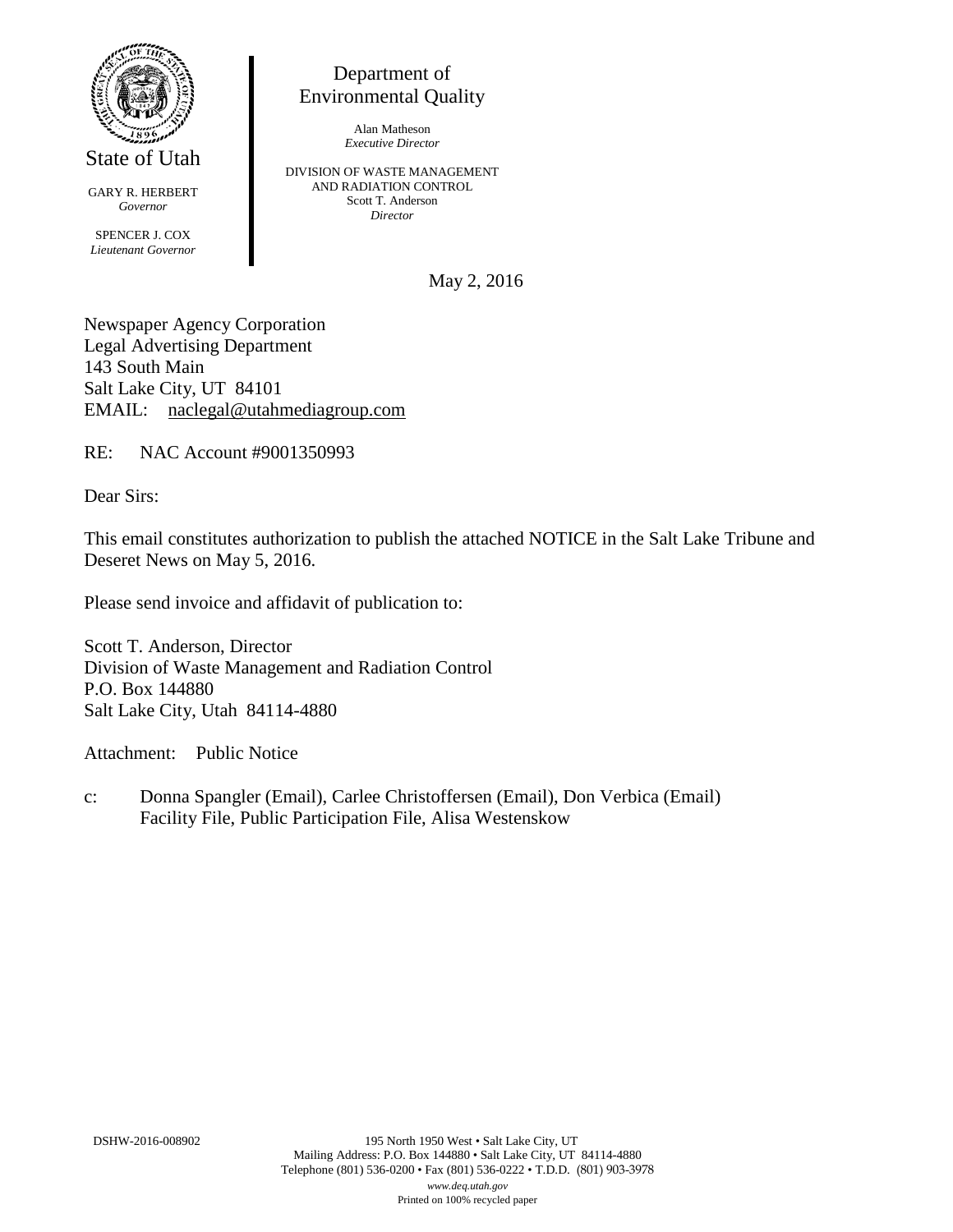State of Utah

GARY R. HERBERT
*Governor*

SPENCER J. COX
*Lieutenant Governor*

Department of
Environmental Quality

Alan Matheson
*Executive Director*

DIVISION OF WASTE MANAGEMENT
AND RADIATION CONTROL
Scott T. Anderson
*Director*

May 2, 2016

Newspaper Agency Corporation
Legal Advertising Department
143 South Main
Salt Lake City, UT 84101
EMAIL: naclegal@utahmediagroup.com

RE: NAC Account #9001350993

Dear Sirs:

This email constitutes authorization to publish the attached NOTICE in the Salt Lake Tribune and Deseret News on May 5, 2016.

Please send invoice and affidavit of publication to:

Scott T. Anderson, Director
Division of Waste Management and Radiation Control
P.O. Box 144880
Salt Lake City, Utah 84114-4880

Attachment: Public Notice

c: Donna Spangler (Email), Carlee Christoffersen (Email), Don Verbica (Email)
Facility File, Public Participation File, Alisa Westenskow

DSHW-2016-008902

195 North 1950 West • Salt Lake City, UT
Mailing Address: P.O. Box 144880 • Salt Lake City, UT 84114-4880
Telephone (801) 536-0200 • Fax (801) 536-0222 • T.D.D. (801) 903-3978
*www.deq.utah.gov*
Printed on 100% recycled paper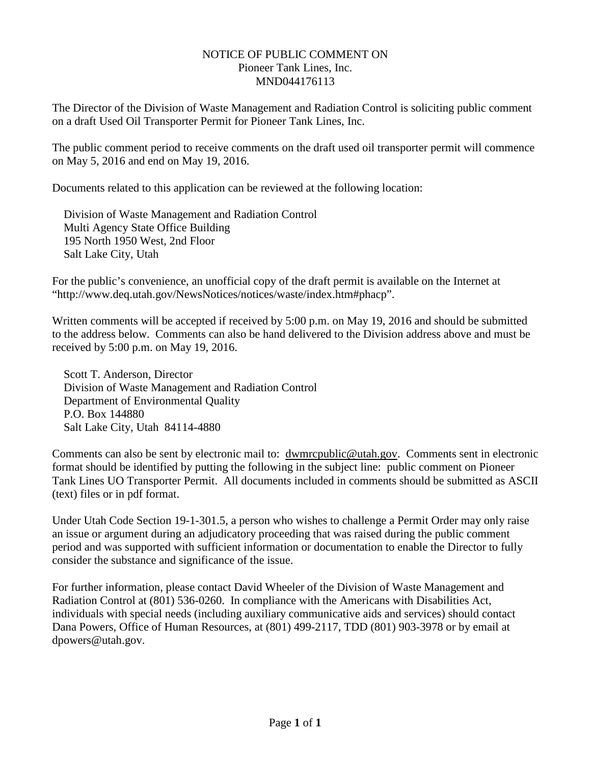NOTICE OF PUBLIC COMMENT ON
Pioneer Tank Lines, Inc.
MND044176113

The Director of the Division of Waste Management and Radiation Control is soliciting public comment on a draft Used Oil Transporter Permit for Pioneer Tank Lines, Inc.

The public comment period to receive comments on the draft used oil transporter permit will commence on May 5, 2016 and end on May 19, 2016.

Documents related to this application can be reviewed at the following location:

Division of Waste Management and Radiation Control
Multi Agency State Office Building
195 North 1950 West, 2nd Floor
Salt Lake City, Utah

For the public's convenience, an unofficial copy of the draft permit is available on the Internet at "http://www.deq.utah.gov/NewsNotices/notices/waste/index.htm#phacp".

Written comments will be accepted if received by 5:00 p.m. on May 19, 2016 and should be submitted to the address below. Comments can also be hand delivered to the Division address above and must be received by 5:00 p.m. on May 19, 2016.

Scott T. Anderson, Director
Division of Waste Management and Radiation Control
Department of Environmental Quality
P.O. Box 144880
Salt Lake City, Utah 84114-4880

Comments can also be sent by electronic mail to: dwmrcpublic@utah.gov. Comments sent in electronic format should be identified by putting the following in the subject line: public comment on Pioneer Tank Lines UO Transporter Permit. All documents included in comments should be submitted as ASCII (text) files or in pdf format.

Under Utah Code Section 19-1-301.5, a person who wishes to challenge a Permit Order may only raise an issue or argument during an adjudicatory proceeding that was raised during the public comment period and was supported with sufficient information or documentation to enable the Director to fully consider the substance and significance of the issue.

For further information, please contact David Wheeler of the Division of Waste Management and Radiation Control at (801) 536-0260. In compliance with the Americans with Disabilities Act, individuals with special needs (including auxiliary communicative aids and services) should contact Dana Powers, Office of Human Resources, at (801) 499-2117, TDD (801) 903-3978 or by email at dpowers@utah.gov.